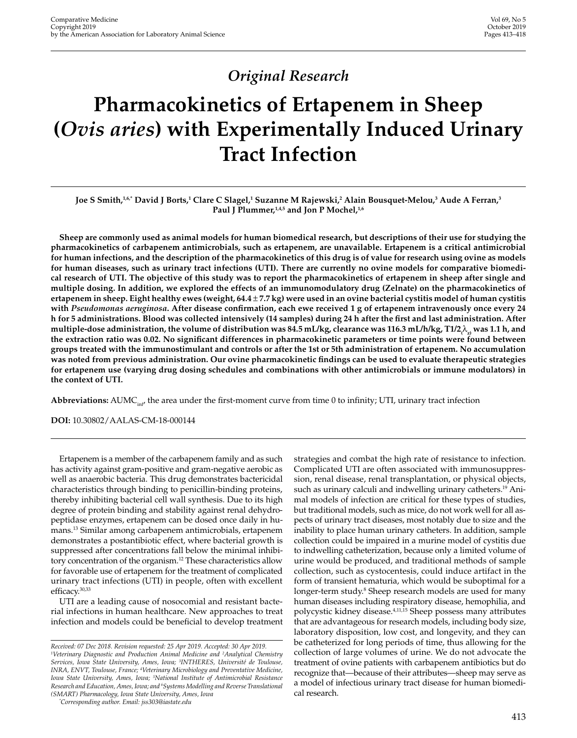*Original Research*

# Pharmacokinetics of Ertapenem in Sheep (*Ovis aries*) with Experimentally Induced Urinary Tract Infection

**Joe S Smith,[1,6,*] David J Borts,[1] Clare C Slagel,[1] Suzanne M Rajewski,[2] Alain Bousquet-Melou,[3] Aude A Ferran,[3] Paul J Plummer,[1,4,5] and Jon P Mochel[1,6]**

**Sheep are commonly used as animal models for human biomedical research, but descriptions of their use for studying the pharmacokinetics of carbapenem antimicrobials, such as ertapenem, are unavailable. Ertapenem is a critical antimicrobial for human infections, and the description of the pharmacokinetics of this drug is of value for research using ovine as models for human diseases, such as urinary tract infections (UTI). There are currently no ovine models for comparative biomedical research of UTI. The objective of this study was to report the pharmacokinetics of ertapenem in sheep after single and multiple dosing. In addition, we explored the effects of an immunomodulatory drug (Zelnate) on the pharmacokinetics of ertapenem in sheep. Eight healthy ewes (weight, 64.4 ± 7.7 kg) were used in an ovine bacterial cystitis model of human cystitis with *Pseudomonas aeruginosa*. After disease confirmation, each ewe received 1 g of ertapenem intravenously once every 24 h for 5 administrations. Blood was collected intensively (14 samples) during 24 h after the first and last administration. After multiple-dose administration, the volume of distribution was 84.5 mL/kg, clearance was 116.3 mL/h/kg, T1/2$_{(\lambda_z)}$ was 1.1 h, and the extraction ratio was 0.02. No significant differences in pharmacokinetic parameters or time points were found between groups treated with the immunostimulant and controls or after the 1st or 5th administration of ertapenem. No accumulation was noted from previous administration. Our ovine pharmacokinetic findings can be used to evaluate therapeutic strategies for ertapenem use (varying drug dosing schedules and combinations with other antimicrobials or immune modulators) in the context of UTI.**

**Abbreviations:** AUMC$_{inf}$, the area under the first-moment curve from time 0 to infinity; UTI, urinary tract infection

**DOI:** 10.30802/AALAS-CM-18-000144

Ertapenem is a member of the carbapenem family and as such has activity against gram-positive and gram-negative aerobic as well as anaerobic bacteria. This drug demonstrates bactericidal characteristics through binding to penicillin-binding proteins, thereby inhibiting bacterial cell wall synthesis. Due to its high degree of protein binding and stability against renal dehydropeptidase enzymes, ertapenem can be dosed once daily in humans.[13] Similar among carbapenem antimicrobials, ertapenem demonstrates a postantibiotic effect, where bacterial growth is suppressed after concentrations fall below the minimal inhibitory concentration of the organism.[12] These characteristics allow for favorable use of ertapenem for the treatment of complicated urinary tract infections (UTI) in people, often with excellent efficacy.[30,33]

UTI are a leading cause of nosocomial and resistant bacterial infections in human healthcare. New approaches to treat infection and models could be beneficial to develop treatment strategies and combat the high rate of resistance to infection. Complicated UTI are often associated with immunosuppression, renal disease, renal transplantation, or physical objects, such as urinary calculi and indwelling urinary catheters.[19] Animal models of infection are critical for these types of studies, but traditional models, such as mice, do not work well for all aspects of urinary tract diseases, most notably due to size and the inability to place human urinary catheters. In addition, sample collection could be impaired in a murine model of cystitis due to indwelling catheterization, because only a limited volume of urine would be produced, and traditional methods of sample collection, such as cystocentesis, could induce artifact in the form of transient hematuria, which would be suboptimal for a longer-term study.[8] Sheep research models are used for many human diseases including respiratory disease, hemophilia, and polycystic kidney disease.[4,11,15] Sheep possess many attributes that are advantageous for research models, including body size, laboratory disposition, low cost, and longevity, and they can be catheterized for long periods of time, thus allowing for the collection of large volumes of urine. We do not advocate the treatment of ovine patients with carbapenem antibiotics but do recognize that—because of their attributes—sheep may serve as a model of infectious urinary tract disease for human biomedical research.

Received: 07 Dec 2018. Revision requested: 25 Apr 2019. Accepted: 30 Apr 2019.
[1]Veterinary Diagnostic and Production Animal Medicine and [2]Analytical Chemistry Services, Iowa State University, Ames, Iowa; [3]INTHERES, Université de Toulouse, INRA, ENVT, Toulouse, France; [4]Veterinary Microbiology and Preventative Medicine, Iowa State University, Ames, Iowa; [5]National Institute of Antimicrobial Resistance Research and Education, Ames, Iowa; and [6]Systems Modelling and Reverse Translational (SMART) Pharmacology, Iowa State University, Ames, Iowa
[*]Corresponding author. Email: jss303@iastate.edu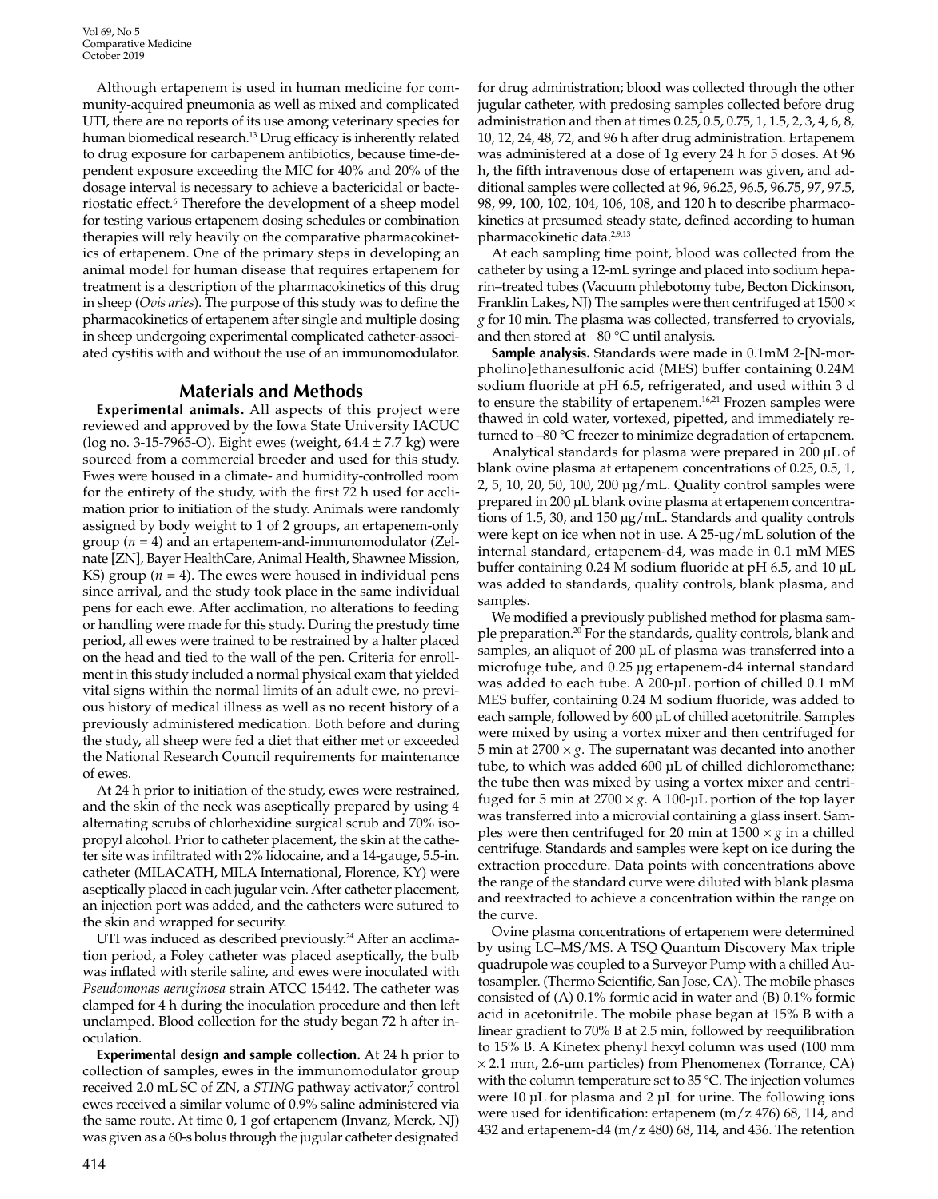Although ertapenem is used in human medicine for community-acquired pneumonia as well as mixed and complicated UTI, there are no reports of its use among veterinary species for human biomedical research.[13] Drug efficacy is inherently related to drug exposure for carbapenem antibiotics, because time-dependent exposure exceeding the MIC for 40% and 20% of the dosage interval is necessary to achieve a bactericidal or bacteriostatic effect.[6] Therefore the development of a sheep model for testing various ertapenem dosing schedules or combination therapies will rely heavily on the comparative pharmacokinetics of ertapenem. One of the primary steps in developing an animal model for human disease that requires ertapenem for treatment is a description of the pharmacokinetics of this drug in sheep (*Ovis aries*). The purpose of this study was to define the pharmacokinetics of ertapenem after single and multiple dosing in sheep undergoing experimental complicated catheter-associated cystitis with and without the use of an immunomodulator.

## Materials and Methods

**Experimental animals.** All aspects of this project were reviewed and approved by the Iowa State University IACUC (log no. 3-15-7965-O). Eight ewes (weight, 64.4 ± 7.7 kg) were sourced from a commercial breeder and used for this study. Ewes were housed in a climate- and humidity-controlled room for the entirety of the study, with the first 72 h used for acclimation prior to initiation of the study. Animals were randomly assigned by body weight to 1 of 2 groups, an ertapenem-only group ($n = 4$) and an ertapenem-and-immunomodulator (Zelnate [ZN], Bayer HealthCare, Animal Health, Shawnee Mission, KS) group ($n = 4$). The ewes were housed in individual pens since arrival, and the study took place in the same individual pens for each ewe. After acclimation, no alterations to feeding or handling were made for this study. During the prestudy time period, all ewes were trained to be restrained by a halter placed on the head and tied to the wall of the pen. Criteria for enrollment in this study included a normal physical exam that yielded vital signs within the normal limits of an adult ewe, no previous history of medical illness as well as no recent history of a previously administered medication. Both before and during the study, all sheep were fed a diet that either met or exceeded the National Research Council requirements for maintenance of ewes.

At 24 h prior to initiation of the study, ewes were restrained, and the skin of the neck was aseptically prepared by using 4 alternating scrubs of chlorhexidine surgical scrub and 70% isopropyl alcohol. Prior to catheter placement, the skin at the catheter site was infiltrated with 2% lidocaine, and a 14-gauge, 5.5-in. catheter (MILACATH, MILA International, Florence, KY) were aseptically placed in each jugular vein. After catheter placement, an injection port was added, and the catheters were sutured to the skin and wrapped for security.

UTI was induced as described previously.[24] After an acclimation period, a Foley catheter was placed aseptically, the bulb was inflated with sterile saline, and ewes were inoculated with *Pseudomonas aeruginosa* strain ATCC 15442. The catheter was clamped for 4 h during the inoculation procedure and then left unclamped. Blood collection for the study began 72 h after inoculation.

**Experimental design and sample collection.** At 24 h prior to collection of samples, ewes in the immunomodulator group received 2.0 mL SC of ZN, a *STING* pathway activator;[7] control ewes received a similar volume of 0.9% saline administered via the same route. At time 0, 1 gof ertapenem (Invanz, Merck, NJ) was given as a 60-s bolus through the jugular catheter designated for drug administration; blood was collected through the other jugular catheter, with predosing samples collected before drug administration and then at times 0.25, 0.5, 0.75, 1, 1.5, 2, 3, 4, 6, 8, 10, 12, 24, 48, 72, and 96 h after drug administration. Ertapenem was administered at a dose of 1g every 24 h for 5 doses. At 96 h, the fifth intravenous dose of ertapenem was given, and additional samples were collected at 96, 96.25, 96.5, 96.75, 97, 97.5, 98, 99, 100, 102, 104, 106, 108, and 120 h to describe pharmacokinetics at presumed steady state, defined according to human pharmacokinetic data.[2,9,13]

At each sampling time point, blood was collected from the catheter by using a 12-mL syringe and placed into sodium heparin–treated tubes (Vacuum phlebotomy tube, Becton Dickinson, Franklin Lakes, NJ) The samples were then centrifuged at 1500 × *g* for 10 min. The plasma was collected, transferred to cryovials, and then stored at −80 °C until analysis.

**Sample analysis.** Standards were made in 0.1mM 2-[N-morpholino]ethanesulfonic acid (MES) buffer containing 0.24M sodium fluoride at pH 6.5, refrigerated, and used within 3 d to ensure the stability of ertapenem.[16,21] Frozen samples were thawed in cold water, vortexed, pipetted, and immediately returned to −80 °C freezer to minimize degradation of ertapenem.

Analytical standards for plasma were prepared in 200 µL of blank ovine plasma at ertapenem concentrations of 0.25, 0.5, 1, 2, 5, 10, 20, 50, 100, 200 µg/mL. Quality control samples were prepared in 200 µL blank ovine plasma at ertapenem concentrations of 1.5, 30, and 150 µg/mL. Standards and quality controls were kept on ice when not in use. A 25-µg/mL solution of the internal standard, ertapenem-d4, was made in 0.1 mM MES buffer containing 0.24 M sodium fluoride at pH 6.5, and 10 µL was added to standards, quality controls, blank plasma, and samples.

We modified a previously published method for plasma sample preparation.[20] For the standards, quality controls, blank and samples, an aliquot of 200 µL of plasma was transferred into a microfuge tube, and 0.25 µg ertapenem-d4 internal standard was added to each tube. A 200-µL portion of chilled 0.1 mM MES buffer, containing 0.24 M sodium fluoride, was added to each sample, followed by 600 µL of chilled acetonitrile. Samples were mixed by using a vortex mixer and then centrifuged for 5 min at 2700 × *g*. The supernatant was decanted into another tube, to which was added 600 µL of chilled dichloromethane; the tube then was mixed by using a vortex mixer and centrifuged for 5 min at 2700 × *g*. A 100-µL portion of the top layer was transferred into a microvial containing a glass insert. Samples were then centrifuged for 20 min at 1500 × *g* in a chilled centrifuge. Standards and samples were kept on ice during the extraction procedure. Data points with concentrations above the range of the standard curve were diluted with blank plasma and reextracted to achieve a concentration within the range on the curve.

Ovine plasma concentrations of ertapenem were determined by using LC–MS/MS. A TSQ Quantum Discovery Max triple quadrupole was coupled to a Surveyor Pump with a chilled Autosampler. (Thermo Scientific, San Jose, CA). The mobile phases consisted of (A) 0.1% formic acid in water and (B) 0.1% formic acid in acetonitrile. The mobile phase began at 15% B with a linear gradient to 70% B at 2.5 min, followed by reequilibration to 15% B. A Kinetex phenyl hexyl column was used (100 mm × 2.1 mm, 2.6-µm particles) from Phenomenex (Torrance, CA) with the column temperature set to 35 °C. The injection volumes were 10 µL for plasma and 2 µL for urine. The following ions were used for identification: ertapenem (m/z 476) 68, 114, and 432 and ertapenem-d4 (m/z 480) 68, 114, and 436. The retention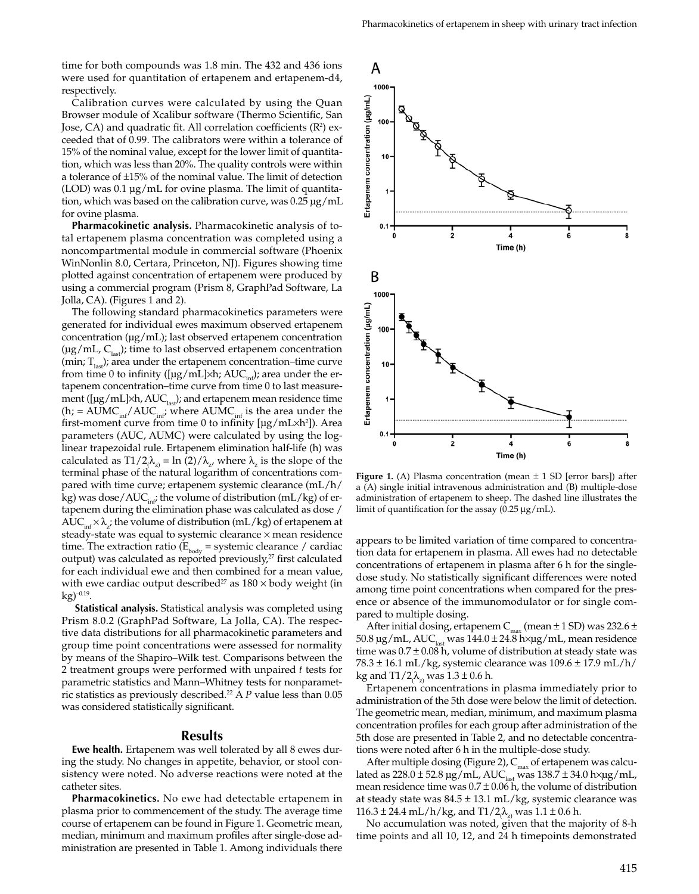time for both compounds was 1.8 min. The 432 and 436 ions were used for quantitation of ertapenem and ertapenem-d4, respectively.

Calibration curves were calculated by using the Quan Browser module of Xcalibur software (Thermo Scientific, San Jose, CA) and quadratic fit. All correlation coefficients ($R^2$) exceeded that of 0.99. The calibrators were within a tolerance of 15% of the nominal value, except for the lower limit of quantitation, which was less than 20%. The quality controls were within a tolerance of ±15% of the nominal value. The limit of detection (LOD) was 0.1 µg/mL for ovine plasma. The limit of quantitation, which was based on the calibration curve, was 0.25 µg/mL for ovine plasma.

**Pharmacokinetic analysis.** Pharmacokinetic analysis of total ertapenem plasma concentration was completed using a noncompartmental module in commercial software (Phoenix WinNonlin 8.0, Certara, Princeton, NJ). Figures showing time plotted against concentration of ertapenem were produced by using a commercial program (Prism 8, GraphPad Software, La Jolla, CA). (Figures 1 and 2).

The following standard pharmacokinetics parameters were generated for individual ewes maximum observed ertapenem concentration (µg/mL); last observed ertapenem concentration (µg/mL, $C_{last}$); time to last observed ertapenem concentration (min; $T_{last}$); area under the ertapenem concentration–time curve from time 0 to infinity ([µg/mL]×h; $AUC_{inf}$); area under the ertapenem concentration–time curve from time 0 to last measurement ([µg/mL]×h, $AUC_{last}$); and ertapenem mean residence time (h; = $AUMC_{inf}/AUC_{inf}$, where $AUMC_{inf}$ is the area under the first-moment curve from time 0 to infinity [µg/mL×h²]). Area parameters (AUC, AUMC) were calculated by using the log-linear trapezoidal rule. Ertapenem elimination half-life (h) was calculated as $T1/2_{(\lambda_z)} = \ln(2)/\lambda_z$, where $\lambda_z$ is the slope of the terminal phase of the natural logarithm of concentrations compared with time curve; ertapenem systemic clearance (mL/h/kg) was dose/$AUC_{inf}$; the volume of distribution (mL/kg) of ertapenem during the elimination phase was calculated as dose / $AUC_{inf} \times \lambda_z$; the volume of distribution (mL/kg) of ertapenem at steady-state was equal to systemic clearance × mean residence time. The extraction ratio ($E_{body}$ = systemic clearance / cardiac output) was calculated as reported previously,[27] first calculated for each individual ewe and then combined for a mean value, with ewe cardiac output described[27] as 180 × body weight (in kg)$^{-0.19}$.

**Statistical analysis.** Statistical analysis was completed using Prism 8.0.2 (GraphPad Software, La Jolla, CA). The respective data distributions for all pharmacokinetic parameters and group time point concentrations were assessed for normality by means of the Shapiro–Wilk test. Comparisons between the 2 treatment groups were performed with unpaired *t* tests for parametric statistics and Mann–Whitney tests for nonparametric statistics as previously described.[22] A *P* value less than 0.05 was considered statistically significant.

## Results

**Ewe health.** Ertapenem was well tolerated by all 8 ewes during the study. No changes in appetite, behavior, or stool consistency were noted. No adverse reactions were noted at the catheter sites.

**Pharmacokinetics.** No ewe had detectable ertapenem in plasma prior to commencement of the study. The average time course of ertapenem can be found in Figure 1. Geometric mean, median, minimum and maximum profiles after single-dose administration are presented in Table 1. Among individuals there appears to be limited variation of time compared to concentration data for ertapenem in plasma. All ewes had no detectable concentrations of ertapenem in plasma after 6 h for the single-dose study. No statistically significant differences were noted among time point concentrations when compared for the presence or absence of the immunomodulator or for single compared to multiple dosing.

**Figure 1.** (A) Plasma concentration (mean ± 1 SD [error bars]) after a (A) single initial intravenous administration and (B) multiple-dose administration of ertapenem to sheep. The dashed line illustrates the limit of quantification for the assay (0.25 µg/mL).

After initial dosing, ertapenem $C_{max}$ (mean ± 1 SD) was 232.6 ± 50.8 µg/mL, $AUC_{last}$ was 144.0 ± 24.8 h×µg/mL, mean residence time was 0.7 ± 0.08 h, volume of distribution at steady state was 78.3 ± 16.1 mL/kg, systemic clearance was 109.6 ± 17.9 mL/h/kg and $T1/2_{(\lambda_z)}$ was 1.3 ± 0.6 h.

Ertapenem concentrations in plasma immediately prior to administration of the 5th dose were below the limit of detection. The geometric mean, median, minimum, and maximum plasma concentration profiles for each group after administration of the 5th dose are presented in Table 2, and no detectable concentrations were noted after 6 h in the multiple-dose study.

After multiple dosing (Figure 2), $C_{max}$ of ertapenem was calculated as 228.0 ± 52.8 µg/mL, $AUC_{last}$ was 138.7 ± 34.0 h×µg/mL, mean residence time was 0.7 ± 0.06 h, the volume of distribution at steady state was 84.5 ± 13.1 mL/kg, systemic clearance was 116.3 ± 24.4 mL/h/kg, and $T1/2_{(\lambda_z)}$ was 1.1 ± 0.6 h.

No accumulation was noted, given that the majority of 8-h time points and all 10, 12, and 24 h timepoints demonstrated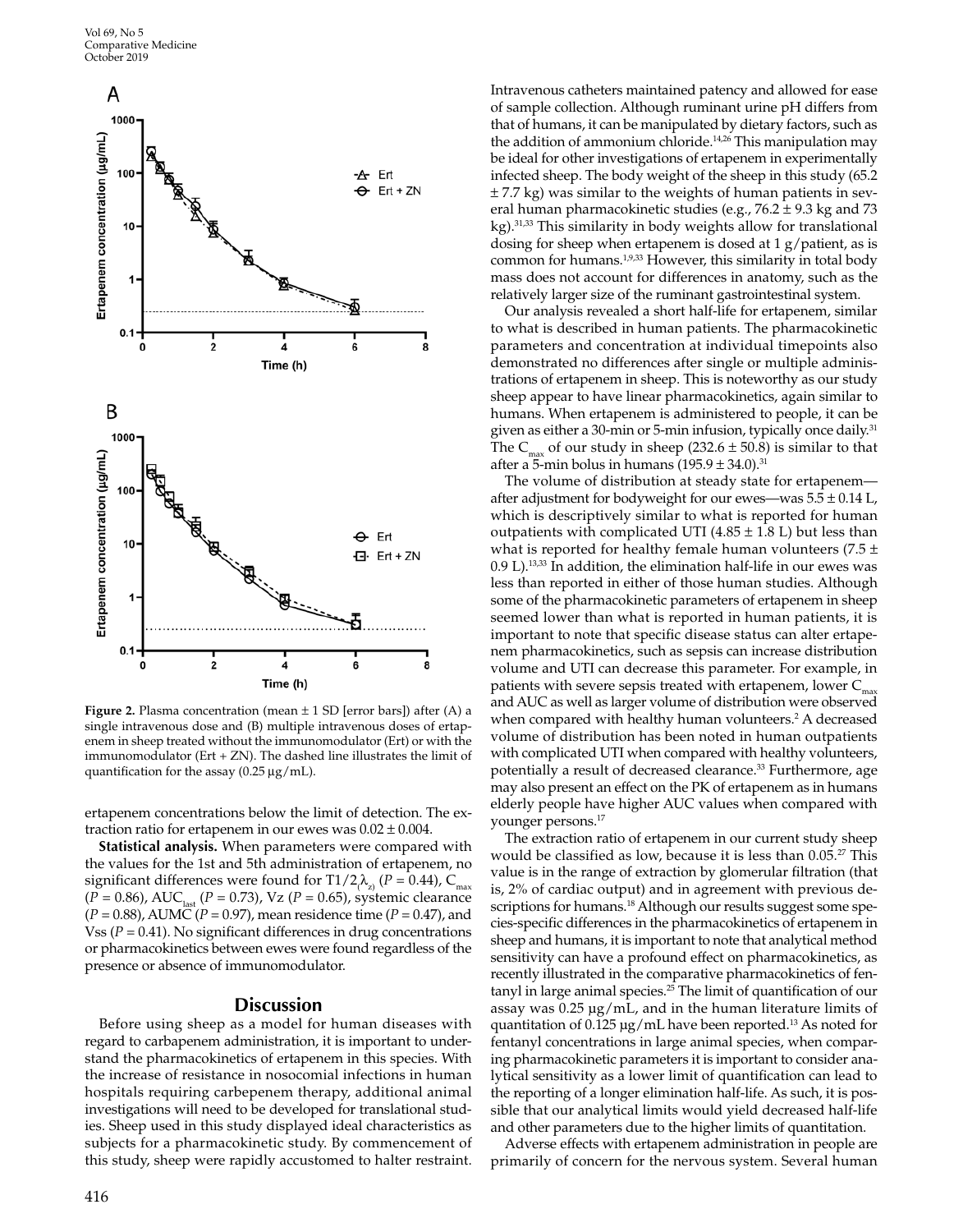**Figure 2.** Plasma concentration (mean ± 1 SD [error bars]) after (A) a single intravenous dose and (B) multiple intravenous doses of ertapenem in sheep treated without the immunomodulator (Ert) or with the immunomodulator (Ert + ZN). The dashed line illustrates the limit of quantification for the assay (0.25 µg/mL).

ertapenem concentrations below the limit of detection. The extraction ratio for ertapenem in our ewes was 0.02 ± 0.004.

**Statistical analysis.** When parameters were compared with the values for the 1st and 5th administration of ertapenem, no significant differences were found for $T1/2_{(}\lambda_{z)}$ ($P = 0.44$), $C_{max}$ ($P = 0.86$), $AUC_{last}$ ($P = 0.73$), Vz ($P = 0.65$), systemic clearance ($P = 0.88$), AUMC ($P = 0.97$), mean residence time ($P = 0.47$), and Vss ($P = 0.41$). No significant differences in drug concentrations or pharmacokinetics between ewes were found regardless of the presence or absence of immunomodulator.

## Discussion

Before using sheep as a model for human diseases with regard to carbapenem administration, it is important to understand the pharmacokinetics of ertapenem in this species. With the increase of resistance in nosocomial infections in human hospitals requiring carbepenem therapy, additional animal investigations will need to be developed for translational studies. Sheep used in this study displayed ideal characteristics as subjects for a pharmacokinetic study. By commencement of this study, sheep were rapidly accustomed to halter restraint. Intravenous catheters maintained patency and allowed for ease of sample collection. Although ruminant urine pH differs from that of humans, it can be manipulated by dietary factors, such as the addition of ammonium chloride.[14,26] This manipulation may be ideal for other investigations of ertapenem in experimentally infected sheep. The body weight of the sheep in this study (65.2 ± 7.7 kg) was similar to the weights of human patients in several human pharmacokinetic studies (e.g., 76.2 ± 9.3 kg and 73 kg).[31,33] This similarity in body weights allow for translational dosing for sheep when ertapenem is dosed at 1 g/patient, as is common for humans.[1,9,33] However, this similarity in total body mass does not account for differences in anatomy, such as the relatively larger size of the ruminant gastrointestinal system.

Our analysis revealed a short half-life for ertapenem, similar to what is described in human patients. The pharmacokinetic parameters and concentration at individual timepoints also demonstrated no differences after single or multiple administrations of ertapenem in sheep. This is noteworthy as our study sheep appear to have linear pharmacokinetics, again similar to humans. When ertapenem is administered to people, it can be given as either a 30-min or 5-min infusion, typically once daily.[31] The $C_{max}$ of our study in sheep (232.6 ± 50.8) is similar to that after a 5-min bolus in humans (195.9 ± 34.0).[31]

The volume of distribution at steady state for ertapenem—after adjustment for bodyweight for our ewes—was 5.5 ± 0.14 L, which is descriptively similar to what is reported for human outpatients with complicated UTI (4.85 ± 1.8 L) but less than what is reported for healthy female human volunteers (7.5 ± 0.9 L).[13,33] In addition, the elimination half-life in our ewes was less than reported in either of those human studies. Although some of the pharmacokinetic parameters of ertapenem in sheep seemed lower than what is reported in human patients, it is important to note that specific disease status can alter ertapenem pharmacokinetics, such as sepsis can increase distribution volume and UTI can decrease this parameter. For example, in patients with severe sepsis treated with ertapenem, lower $C_{max}$ and AUC as well as larger volume of distribution were observed when compared with healthy human volunteers.[2] A decreased volume of distribution has been noted in human outpatients with complicated UTI when compared with healthy volunteers, potentially a result of decreased clearance.[33] Furthermore, age may also present an effect on the PK of ertapenem as in humans elderly people have higher AUC values when compared with younger persons.[17]

The extraction ratio of ertapenem in our current study sheep would be classified as low, because it is less than 0.05.[27] This value is in the range of extraction by glomerular filtration (that is, 2% of cardiac output) and in agreement with previous descriptions for humans.[18] Although our results suggest some species-specific differences in the pharmacokinetics of ertapenem in sheep and humans, it is important to note that analytical method sensitivity can have a profound effect on pharmacokinetics, as recently illustrated in the comparative pharmacokinetics of fentanyl in large animal species.[25] The limit of quantification of our assay was 0.25 µg/mL, and in the human literature limits of quantitation of 0.125 µg/mL have been reported.[13] As noted for fentanyl concentrations in large animal species, when comparing pharmacokinetic parameters it is important to consider analytical sensitivity as a lower limit of quantification can lead to the reporting of a longer elimination half-life. As such, it is possible that our analytical limits would yield decreased half-life and other parameters due to the higher limits of quantitation.

Adverse effects with ertapenem administration in people are primarily of concern for the nervous system. Several human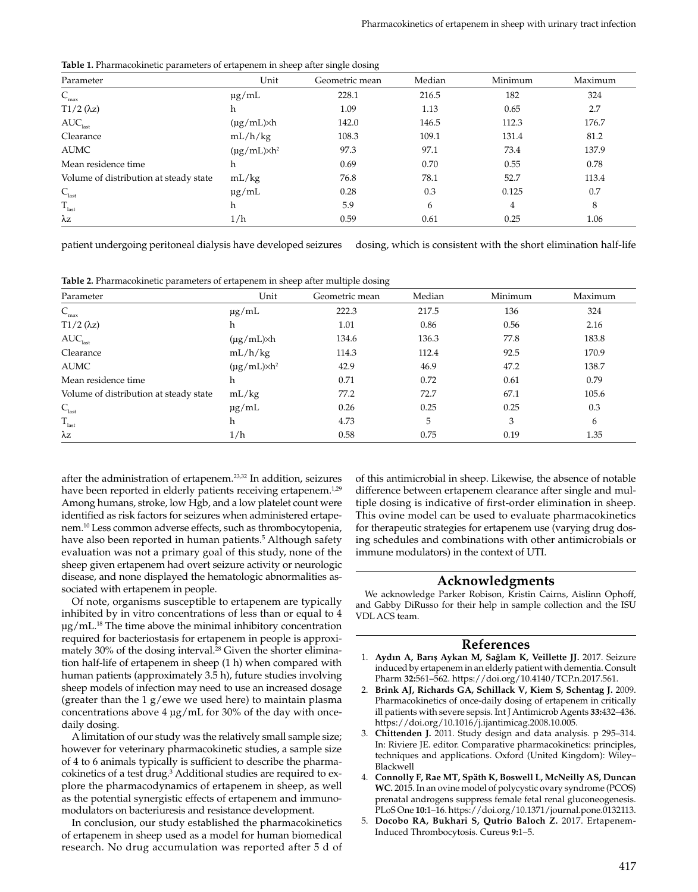**Table 1.** Pharmacokinetic parameters of ertapenem in sheep after single dosing

| Parameter | Unit | Geometric mean | Median | Minimum | Maximum |
|---|---|---|---|---|---|
| $C_{max}$ | µg/mL | 228.1 | 216.5 | 182 | 324 |
| T1/2 (λz) | h | 1.09 | 1.13 | 0.65 | 2.7 |
| $AUC_{last}$ | (µg/mL)×h | 142.0 | 146.5 | 112.3 | 176.7 |
| Clearance | mL/h/kg | 108.3 | 109.1 | 131.4 | 81.2 |
| AUMC | (µg/mL)×$h^2$ | 97.3 | 97.1 | 73.4 | 137.9 |
| Mean residence time | h | 0.69 | 0.70 | 0.55 | 0.78 |
| Volume of distribution at steady state | mL/kg | 76.8 | 78.1 | 52.7 | 113.4 |
| $C_{last}$ | µg/mL | 0.28 | 0.3 | 0.125 | 0.7 |
| $T_{last}$ | h | 5.9 | 6 | 4 | 8 |
| λz | 1/h | 0.59 | 0.61 | 0.25 | 1.06 |

**Table 2.** Pharmacokinetic parameters of ertapenem in sheep after multiple dosing

| Parameter | Unit | Geometric mean | Median | Minimum | Maximum |
|---|---|---|---|---|---|
| $C_{max}$ | µg/mL | 222.3 | 217.5 | 136 | 324 |
| T1/2 (λz) | h | 1.01 | 0.86 | 0.56 | 2.16 |
| $AUC_{last}$ | (µg/mL)×h | 134.6 | 136.3 | 77.8 | 183.8 |
| Clearance | mL/h/kg | 114.3 | 112.4 | 92.5 | 170.9 |
| AUMC | (µg/mL)×$h^2$ | 42.9 | 46.9 | 47.2 | 138.7 |
| Mean residence time | h | 0.71 | 0.72 | 0.61 | 0.79 |
| Volume of distribution at steady state | mL/kg | 77.2 | 72.7 | 67.1 | 105.6 |
| $C_{last}$ | µg/mL | 0.26 | 0.25 | 0.25 | 0.3 |
| $T_{last}$ | h | 4.73 | 5 | 3 | 6 |
| λz | 1/h | 0.58 | 0.75 | 0.19 | 1.35 |

patient undergoing peritoneal dialysis have developed seizures after the administration of ertapenem.[23,32] In addition, seizures have been reported in elderly patients receiving ertapenem.[1,29] Among humans, stroke, low Hgb, and a low platelet count were identified as risk factors for seizures when administered ertapenem.[10] Less common adverse effects, such as thrombocytopenia, have also been reported in human patients.[5] Although safety evaluation was not a primary goal of this study, none of the sheep given ertapenem had overt seizure activity or neurologic disease, and none displayed the hematologic abnormalities associated with ertapenem in people.

Of note, organisms susceptible to ertapenem are typically inhibited by in vitro concentrations of less than or equal to 4 µg/mL.[18] The time above the minimal inhibitory concentration required for bacteriostasis for ertapenem in people is approximately 30% of the dosing interval.[28] Given the shorter elimination half-life of ertapenem in sheep (1 h) when compared with human patients (approximately 3.5 h), future studies involving sheep models of infection may need to use an increased dosage (greater than the 1 g/ewe we used here) to maintain plasma concentrations above 4 µg/mL for 30% of the day with once-daily dosing.

A limitation of our study was the relatively small sample size; however for veterinary pharmacokinetic studies, a sample size of 4 to 6 animals typically is sufficient to describe the pharmacokinetics of a test drug.[3] Additional studies are required to explore the pharmacodynamics of ertapenem in sheep, as well as the potential synergistic effects of ertapenem and immunomodulators on bacteriuresis and resistance development.

In conclusion, our study established the pharmacokinetics of ertapenem in sheep used as a model for human biomedical research. No drug accumulation was reported after 5 d of dosing, which is consistent with the short elimination half-life of this antimicrobial in sheep. Likewise, the absence of notable difference between ertapenem clearance after single and multiple dosing is indicative of first-order elimination in sheep. This ovine model can be used to evaluate pharmacokinetics for therapeutic strategies for ertapenem use (varying drug dosing schedules and combinations with other antimicrobials or immune modulators) in the context of UTI.

## Acknowledgments

We acknowledge Parker Robison, Kristin Cairns, Aislinn Ophoff, and Gabby DiRusso for their help in sample collection and the ISU VDL ACS team.

## References

1. **Aydın A, Barış Aykan M, Sağlam K, Veillette JJ.** 2017. Seizure induced by ertapenem in an elderly patient with dementia. Consult Pharm **32:**561–562. https://doi.org/10.4140/TCP.n.2017.561.
2. **Brink AJ, Richards GA, Schillack V, Kiem S, Schentag J.** 2009. Pharmacokinetics of once-daily dosing of ertapenem in critically ill patients with severe sepsis. Int J Antimicrob Agents **33:**432–436. https://doi.org/10.1016/j.ijantimicag.2008.10.005.
3. **Chittenden J.** 2011. Study design and data analysis. p 295–314. In: Riviere JE. editor. Comparative pharmacokinetics: principles, techniques and applications. Oxford (United Kingdom): Wiley–Blackwell
4. **Connolly F, Rae MT, Späth K, Boswell L, McNeilly AS, Duncan WC.** 2015. In an ovine model of polycystic ovary syndrome (PCOS) prenatal androgens suppress female fetal renal gluconeogenesis. PLoS One **10:**1–16. https://doi.org/10.1371/journal.pone.0132113.
5. **Docobo RA, Bukhari S, Qutrio Baloch Z.** 2017. Ertapenem-Induced Thrombocytosis. Cureus **9:**1–5.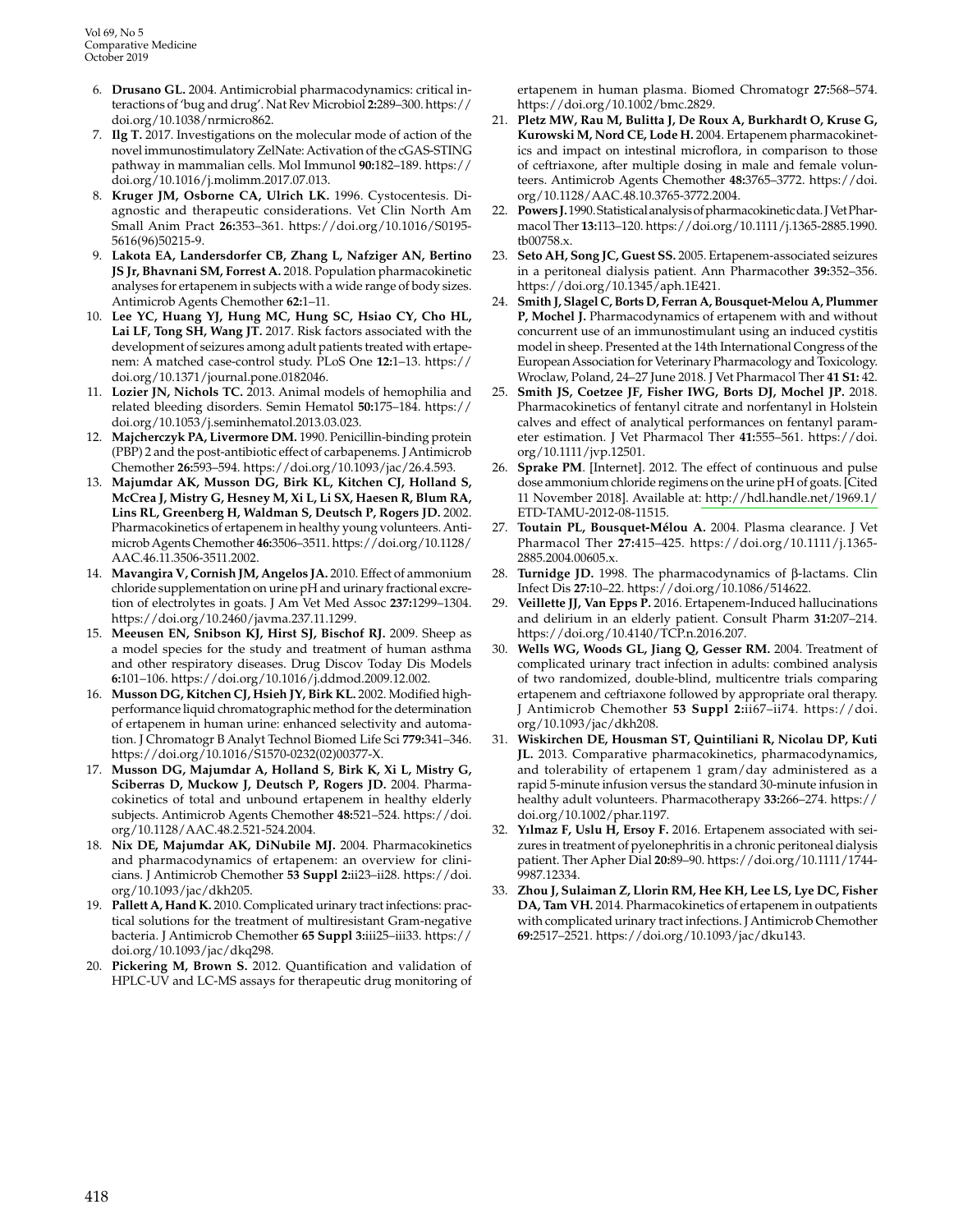6. **Drusano GL.** 2004. Antimicrobial pharmacodynamics: critical interactions of 'bug and drug'. Nat Rev Microbiol **2:**289–300. https://doi.org/10.1038/nrmicro862.
7. **Ilg T.** 2017. Investigations on the molecular mode of action of the novel immunostimulatory ZelNate: Activation of the cGAS-STING pathway in mammalian cells. Mol Immunol **90:**182–189. https://doi.org/10.1016/j.molimm.2017.07.013.
8. **Kruger JM, Osborne CA, Ulrich LK.** 1996. Cystocentesis. Diagnostic and therapeutic considerations. Vet Clin North Am Small Anim Pract **26:**353–361. https://doi.org/10.1016/S0195-5616(96)50215-9.
9. **Lakota EA, Landersdorfer CB, Zhang L, Nafziger AN, Bertino JS Jr, Bhavnani SM, Forrest A.** 2018. Population pharmacokinetic analyses for ertapenem in subjects with a wide range of body sizes. Antimicrob Agents Chemother **62:**1–11.
10. **Lee YC, Huang YJ, Hung MC, Hung SC, Hsiao CY, Cho HL, Lai LF, Tong SH, Wang JT.** 2017. Risk factors associated with the development of seizures among adult patients treated with ertapenem: A matched case-control study. PLoS One **12:**1–13. https://doi.org/10.1371/journal.pone.0182046.
11. **Lozier JN, Nichols TC.** 2013. Animal models of hemophilia and related bleeding disorders. Semin Hematol **50:**175–184. https://doi.org/10.1053/j.seminhematol.2013.03.023.
12. **Majcherczyk PA, Livermore DM.** 1990. Penicillin-binding protein (PBP) 2 and the post-antibiotic effect of carbapenems. J Antimicrob Chemother **26:**593–594. https://doi.org/10.1093/jac/26.4.593.
13. **Majumdar AK, Musson DG, Birk KL, Kitchen CJ, Holland S, McCrea J, Mistry G, Hesney M, Xi L, Li SX, Haesen R, Blum RA, Lins RL, Greenberg H, Waldman S, Deutsch P, Rogers JD.** 2002. Pharmacokinetics of ertapenem in healthy young volunteers. Antimicrob Agents Chemother **46:**3506–3511. https://doi.org/10.1128/AAC.46.11.3506-3511.2002.
14. **Mavangira V, Cornish JM, Angelos JA.** 2010. Effect of ammonium chloride supplementation on urine pH and urinary fractional excretion of electrolytes in goats. J Am Vet Med Assoc **237:**1299–1304. https://doi.org/10.2460/javma.237.11.1299.
15. **Meeusen EN, Snibson KJ, Hirst SJ, Bischof RJ.** 2009. Sheep as a model species for the study and treatment of human asthma and other respiratory diseases. Drug Discov Today Dis Models **6:**101–106. https://doi.org/10.1016/j.ddmod.2009.12.002.
16. **Musson DG, Kitchen CJ, Hsieh JY, Birk KL.** 2002. Modified high-performance liquid chromatographic method for the determination of ertapenem in human urine: enhanced selectivity and automation. J Chromatogr B Analyt Technol Biomed Life Sci **779:**341–346. https://doi.org/10.1016/S1570-0232(02)00377-X.
17. **Musson DG, Majumdar A, Holland S, Birk K, Xi L, Mistry G, Sciberras D, Muckow J, Deutsch P, Rogers JD.** 2004. Pharmacokinetics of total and unbound ertapenem in healthy elderly subjects. Antimicrob Agents Chemother **48:**521–524. https://doi.org/10.1128/AAC.48.2.521-524.2004.
18. **Nix DE, Majumdar AK, DiNubile MJ.** 2004. Pharmacokinetics and pharmacodynamics of ertapenem: an overview for clinicians. J Antimicrob Chemother **53 Suppl 2:**ii23–ii28. https://doi.org/10.1093/jac/dkh205.
19. **Pallett A, Hand K.** 2010. Complicated urinary tract infections: practical solutions for the treatment of multiresistant Gram-negative bacteria. J Antimicrob Chemother **65 Suppl 3:**iii25–iii33. https://doi.org/10.1093/jac/dkq298.
20. **Pickering M, Brown S.** 2012. Quantification and validation of HPLC-UV and LC-MS assays for therapeutic drug monitoring of ertapenem in human plasma. Biomed Chromatogr **27:**568–574. https://doi.org/10.1002/bmc.2829.
21. **Pletz MW, Rau M, Bulitta J, De Roux A, Burkhardt O, Kruse G, Kurowski M, Nord CE, Lode H.** 2004. Ertapenem pharmacokinetics and impact on intestinal microflora, in comparison to those of ceftriaxone, after multiple dosing in male and female volunteers. Antimicrob Agents Chemother **48:**3765–3772. https://doi.org/10.1128/AAC.48.10.3765-3772.2004.
22. **Powers J.** 1990. Statistical analysis of pharmacokinetic data. J Vet Pharmacol Ther **13:**113–120. https://doi.org/10.1111/j.1365-2885.1990.tb00758.x.
23. **Seto AH, Song JC, Guest SS.** 2005. Ertapenem-associated seizures in a peritoneal dialysis patient. Ann Pharmacother **39:**352–356. https://doi.org/10.1345/aph.1E421.
24. **Smith J, Slagel C, Borts D, Ferran A, Bousquet-Melou A, Plummer P, Mochel J.** Pharmacodynamics of ertapenem with and without concurrent use of an immunostimulant using an induced cystitis model in sheep. Presented at the 14th International Congress of the European Association for Veterinary Pharmacology and Toxicology. Wroclaw, Poland, 24–27 June 2018. J Vet Pharmacol Ther **41 S1:** 42.
25. **Smith JS, Coetzee JF, Fisher IWG, Borts DJ, Mochel JP.** 2018. Pharmacokinetics of fentanyl citrate and norfentanyl in Holstein calves and effect of analytical performances on fentanyl parameter estimation. J Vet Pharmacol Ther **41:**555–561. https://doi.org/10.1111/jvp.12501.
26. **Sprake PM**. [Internet]. 2012. The effect of continuous and pulse dose ammonium chloride regimens on the urine pH of goats. [Cited 11 November 2018]. Available at: http://hdl.handle.net/1969.1/ETD-TAMU-2012-08-11515.
27. **Toutain PL, Bousquet-Mélou A.** 2004. Plasma clearance. J Vet Pharmacol Ther **27:**415–425. https://doi.org/10.1111/j.1365-2885.2004.00605.x.
28. **Turnidge JD.** 1998. The pharmacodynamics of β-lactams. Clin Infect Dis **27:**10–22. https://doi.org/10.1086/514622.
29. **Veillette JJ, Van Epps P.** 2016. Ertapenem-Induced hallucinations and delirium in an elderly patient. Consult Pharm **31:**207–214. https://doi.org/10.4140/TCP.n.2016.207.
30. **Wells WG, Woods GL, Jiang Q, Gesser RM.** 2004. Treatment of complicated urinary tract infection in adults: combined analysis of two randomized, double-blind, multicentre trials comparing ertapenem and ceftriaxone followed by appropriate oral therapy. J Antimicrob Chemother **53 Suppl 2:**ii67–ii74. https://doi.org/10.1093/jac/dkh208.
31. **Wiskirchen DE, Housman ST, Quintiliani R, Nicolau DP, Kuti JL.** 2013. Comparative pharmacokinetics, pharmacodynamics, and tolerability of ertapenem 1 gram/day administered as a rapid 5-minute infusion versus the standard 30-minute infusion in healthy adult volunteers. Pharmacotherapy **33:**266–274. https://doi.org/10.1002/phar.1197.
32. **Yılmaz F, Uslu H, Ersoy F.** 2016. Ertapenem associated with seizures in treatment of pyelonephritis in a chronic peritoneal dialysis patient. Ther Apher Dial **20:**89–90. https://doi.org/10.1111/1744-9987.12334.
33. **Zhou J, Sulaiman Z, Llorin RM, Hee KH, Lee LS, Lye DC, Fisher DA, Tam VH.** 2014. Pharmacokinetics of ertapenem in outpatients with complicated urinary tract infections. J Antimicrob Chemother **69:**2517–2521. https://doi.org/10.1093/jac/dku143.